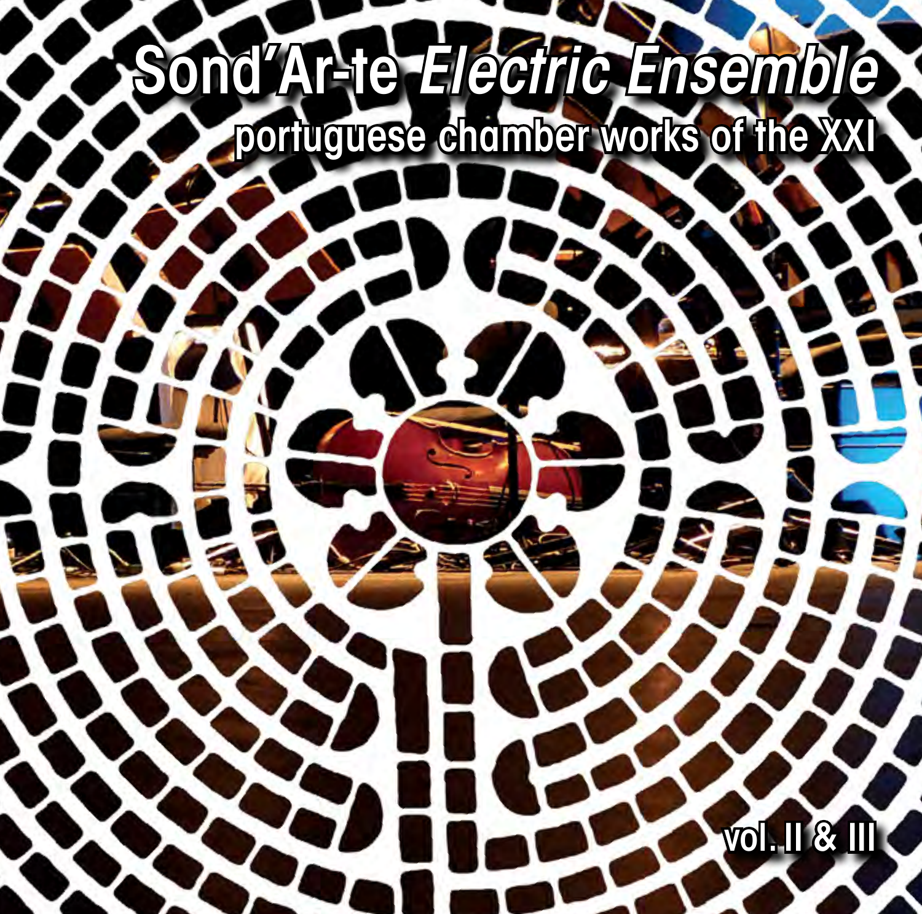# Sond'Ar-te *Electric Ensemble*

## portuguese chamber works of the XXI

vol. II & III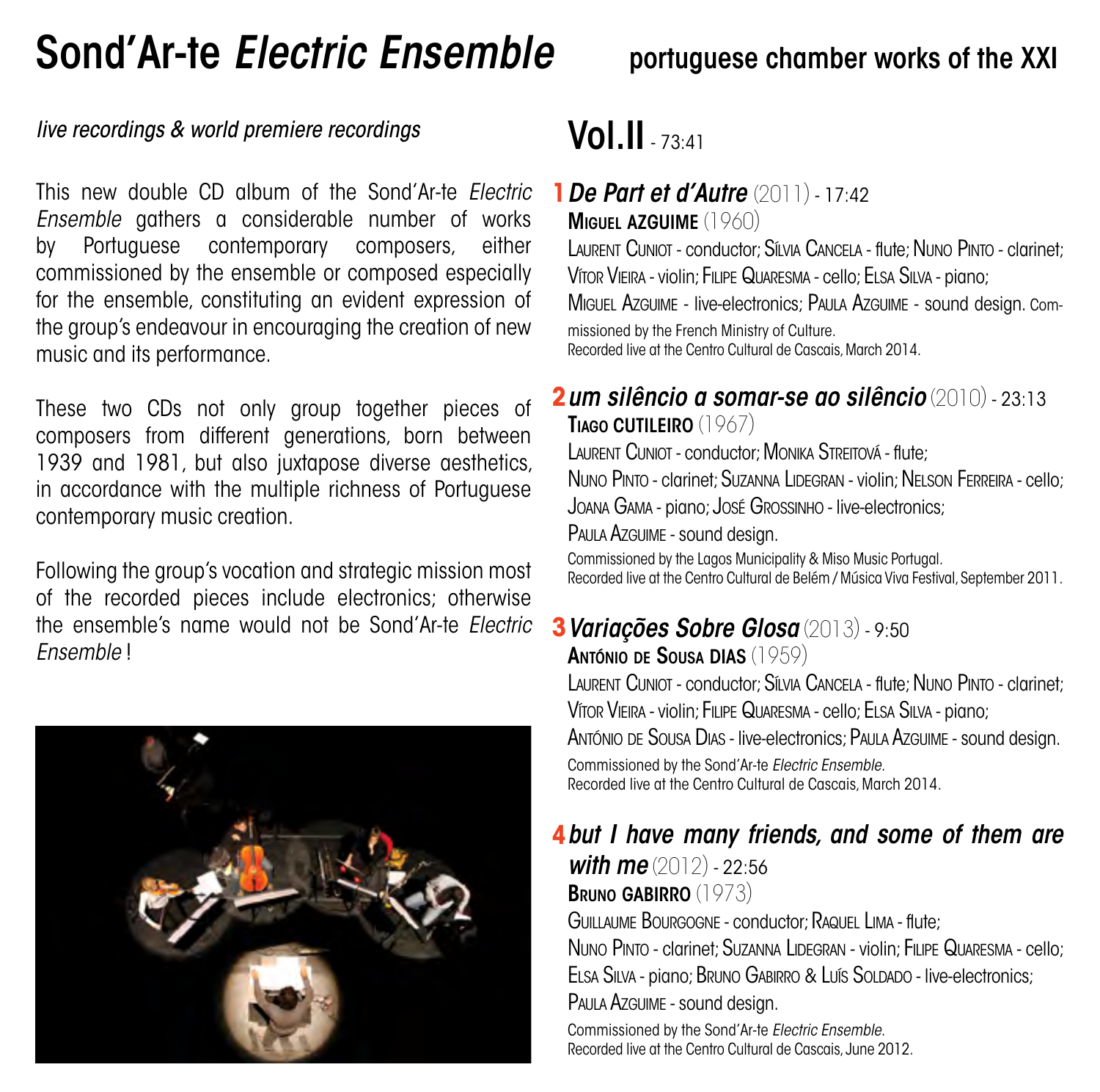# Sond'Ar-te *Electric Ensemble*

## portuguese chamber works of the XXI

*live recordings & world premiere recordings*

This new double CD album of the Sond'Ar-te *Electric Ensemble* gathers a considerable number of works by Portuguese contemporary composers, either commissioned by the ensemble or composed especially for the ensemble, constituting an evident expression of the group's endeavour in encouraging the creation of new music and its performance.

These two CDs not only group together pieces of composers from different generations, born between 1939 and 1981, but also juxtapose diverse aesthetics, in accordance with the multiple richness of Portuguese contemporary music creation.

Following the group's vocation and strategic mission most of the recorded pieces include electronics; otherwise the ensemble's name would not be Sond'Ar-te *Electric Ensemble* !

## Vol.II - 73:41

**1** ***De Part et d'Autre*** (2011) - 17:42
**Miguel AZGUIME** (1960)
Laurent Cuniot - conductor; Sílvia Cancela - flute; Nuno Pinto - clarinet; Vítor Vieira - violin; Filipe Quaresma - cello; Elsa Silva - piano; Miguel Azguime - live-electronics; Paula Azguime - sound design. Commissioned by the French Ministry of Culture.
Recorded live at the Centro Cultural de Cascais, March 2014.

**2** ***um silêncio a somar-se ao silêncio*** (2010) - 23:13
**Tiago CUTILEIRO** (1967)
Laurent Cuniot - conductor; Monika Streitová - flute; Nuno Pinto - clarinet; Suzanna Lidegran - violin; Nelson Ferreira - cello; Joana Gama - piano; José Grossinho - live-electronics; Paula Azguime - sound design.
Commissioned by the Lagos Municipality & Miso Music Portugal.
Recorded live at the Centro Cultural de Belém / Música Viva Festival, September 2011.

**3** ***Variações Sobre Glosa*** (2013) - 9:50
**António de Sousa DIAS** (1959)
Laurent Cuniot - conductor; Sílvia Cancela - flute; Nuno Pinto - clarinet; Vítor Vieira - violin; Filipe Quaresma - cello; Elsa Silva - piano; António de Sousa Dias - live-electronics; Paula Azguime - sound design.
Commissioned by the Sond'Ar-te *Electric Ensemble.*
Recorded live at the Centro Cultural de Cascais, March 2014.

**4** ***but I have many friends, and some of them are with me*** (2012) - 22:56
**Bruno GABIRRO** (1973)
Guillaume Bourgogne - conductor; Raquel Lima - flute; Nuno Pinto - clarinet; Suzanna Lidegran - violin; Filipe Quaresma - cello; Elsa Silva - piano; Bruno Gabirro & Luís Soldado - live-electronics; Paula Azguime - sound design.
Commissioned by the Sond'Ar-te *Electric Ensemble.*
Recorded live at the Centro Cultural de Cascais, June 2012.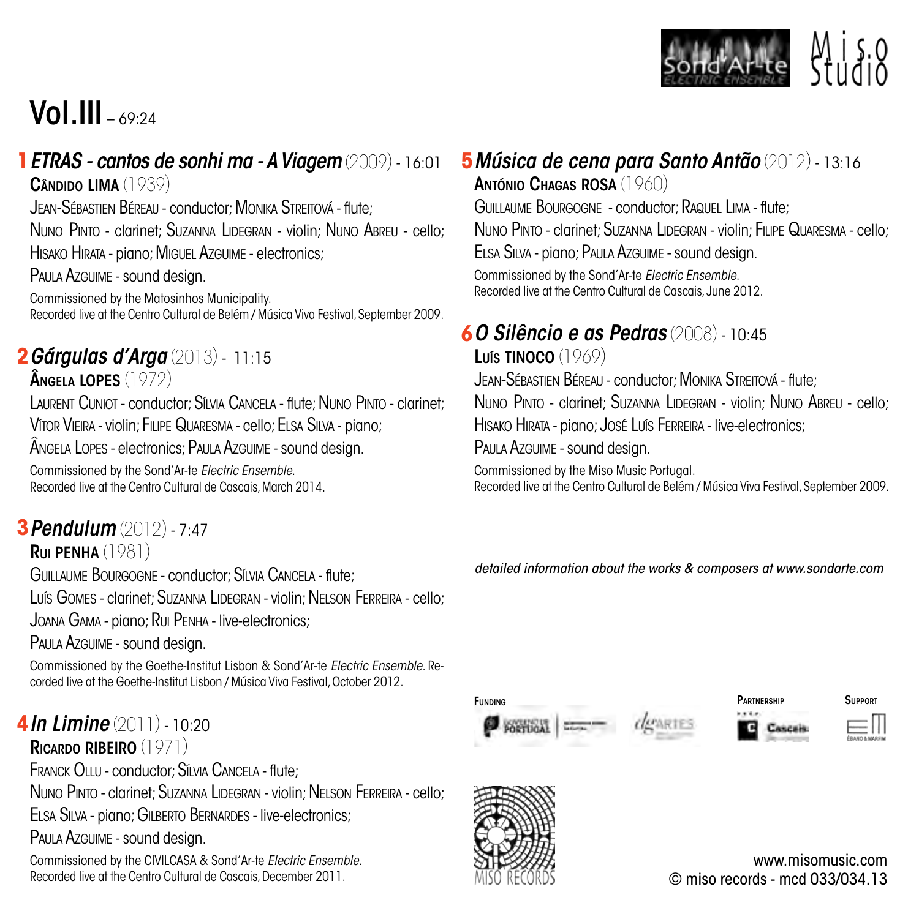Sond'Ar-te ELECTRIC ENSEMBLE | Miso Studio

# Vol.III – 69:24

## 1 *ETRAS - cantos de sonhi ma - A Viagem* (2009) - 16:01

**Cândido Lima** (1939)

Jean-Sébastien Béreau - conductor; Monika Streitová - flute;
Nuno Pinto - clarinet; Suzanna Lidegran - violin; Nuno Abreu - cello;
Hisako Hirata - piano; Miguel Azguime - electronics;
Paula Azguime - sound design.

Commissioned by the Matosinhos Municipality.
Recorded live at the Centro Cultural de Belém / Música Viva Festival, September 2009.

## 2 *Gárgulas d'Arga* (2013) - 11:15

**Ângela Lopes** (1972)

Laurent Cuniot - conductor; Sílvia Cancela - flute; Nuno Pinto - clarinet;
Vítor Vieira - violin; Filipe Quaresma - cello; Elsa Silva - piano;
Ângela Lopes - electronics; Paula Azguime - sound design.

Commissioned by the Sond'Ar-te *Electric Ensemble*.
Recorded live at the Centro Cultural de Cascais, March 2014.

## 3 *Pendulum* (2012) - 7:47

**Rui Penha** (1981)

Guillaume Bourgogne - conductor; Sílvia Cancela - flute;
Luís Gomes - clarinet; Suzanna Lidegran - violin; Nelson Ferreira - cello;
Joana Gama - piano; Rui Penha - live-electronics;
Paula Azguime - sound design.

Commissioned by the Goethe-Institut Lisbon & Sond'Ar-te *Electric Ensemble*. Recorded live at the Goethe-Institut Lisbon / Música Viva Festival, October 2012.

## 4 *In Limine* (2011) - 10:20

**Ricardo Ribeiro** (1971)

Franck Ollu - conductor; Sílvia Cancela - flute;
Nuno Pinto - clarinet; Suzanna Lidegran - violin; Nelson Ferreira - cello;
Elsa Silva - piano; Gilberto Bernardes - live-electronics;
Paula Azguime - sound design.

Commissioned by the CIVILCASA & Sond'Ar-te *Electric Ensemble*.
Recorded live at the Centro Cultural de Cascais, December 2011.

## 5 *Música de cena para Santo Antão* (2012) - 13:16

**António Chagas Rosa** (1960)

Guillaume Bourgogne - conductor; Raquel Lima - flute;
Nuno Pinto - clarinet; Suzanna Lidegran - violin; Filipe Quaresma - cello;
Elsa Silva - piano; Paula Azguime - sound design.

Commissioned by the Sond'Ar-te *Electric Ensemble*.
Recorded live at the Centro Cultural de Cascais, June 2012.

## 6 *O Silêncio e as Pedras* (2008) - 10:45

**Luís Tinoco** (1969)

Jean-Sébastien Béreau - conductor; Monika Streitová - flute;
Nuno Pinto - clarinet; Suzanna Lidegran - violin; Nuno Abreu - cello;
Hisako Hirata - piano; José Luís Ferreira - live-electronics;
Paula Azguime - sound design.

Commissioned by the Miso Music Portugal.
Recorded live at the Centro Cultural de Belém / Música Viva Festival, September 2009.

*detailed information about the works & composers at www.sondarte.com*

**Funding** | **Partnership** | **Support**

MISO RECORDS

www.misomusic.com
© miso records - mcd 033/034.13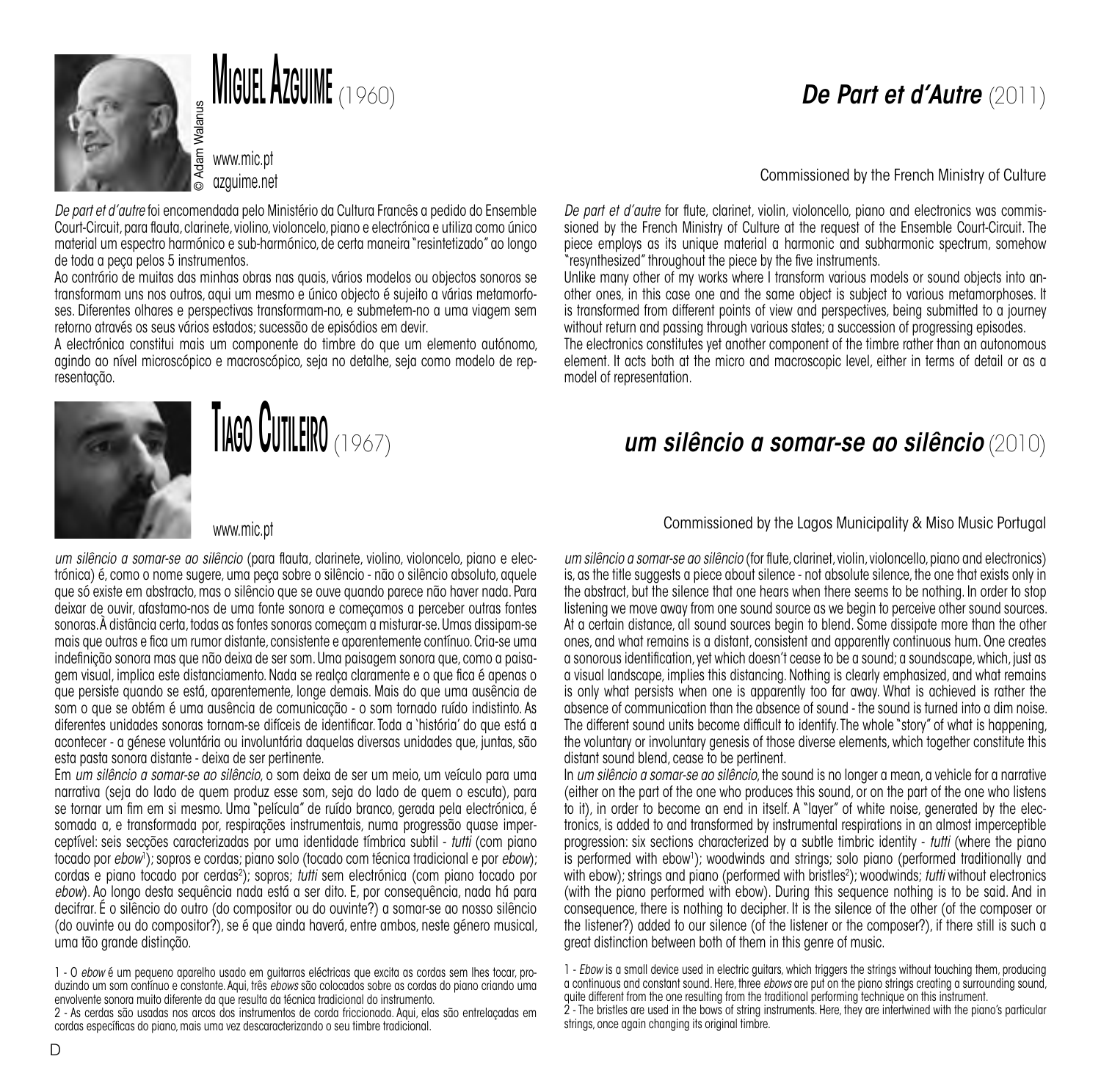# Miguel Azguime (1960)

© Adam Walanus

www.mic.pt
azguime.net

*De part et d'autre* foi encomendada pelo Ministério da Cultura Francês a pedido do Ensemble Court-Circuit, para flauta, clarinete, violino, violoncelo, piano e electrónica e utiliza como único material um espectro harmónico e sub-harmónico, de certa maneira "resintetizado" ao longo de toda a peça pelos 5 instrumentos.

Ao contrário de muitas das minhas obras nas quais, vários modelos ou objectos sonoros se transformam uns nos outros, aqui um mesmo e único objecto é sujeito a várias metamorfoses. Diferentes olhares e perspectivas transformam-no, e submetem-no a uma viagem sem retorno através os seus vários estados; sucessão de episódios em devir.

A electrónica constitui mais um componente do timbre do que um elemento autónomo, agindo ao nível microscópico e macroscópico, seja no detalhe, seja como modelo de representação.

## *De Part et d'Autre* (2011)

Commissioned by the French Ministry of Culture

*De part et d'autre* for flute, clarinet, violin, violoncello, piano and electronics was commissioned by the French Ministry of Culture at the request of the Ensemble Court-Circuit. The piece employs as its unique material a harmonic and subharmonic spectrum, somehow "resynthesized" throughout the piece by the five instruments.

Unlike many other of my works where I transform various models or sound objects into another ones, in this case one and the same object is subject to various metamorphoses. It is transformed from different points of view and perspectives, being submitted to a journey without return and passing through various states; a succession of progressing episodes.

The electronics constitutes yet another component of the timbre rather than an autonomous element. It acts both at the micro and macroscopic level, either in terms of detail or as a model of representation.

# Tiago Cutileiro (1967)

www.mic.pt

*um silêncio a somar-se ao silêncio* (para flauta, clarinete, violino, violoncelo, piano e electrónica) é, como o nome sugere, uma peça sobre o silêncio - não o silêncio absoluto, aquele que só existe em abstracto, mas o silêncio que se ouve quando parece não haver nada. Para deixar de ouvir, afastamo-nos de uma fonte sonora e começamos a perceber outras fontes sonoras. À distância certa, todas as fontes sonoras começam a misturar-se. Umas dissipam-se mais que outras e fica um rumor distante, consistente e aparentemente contínuo. Cria-se uma indefinição sonora mas que não deixa de ser som. Uma paisagem sonora que, como a paisagem visual, implica este distanciamento. Nada se realça claramente e o que fica é apenas o que persiste quando se está, aparentemente, longe demais. Mais do que uma ausência de som o que se obtém é uma ausência de comunicação - o som tornado ruído indistinto. As diferentes unidades sonoras tornam-se difíceis de identificar. Toda a 'história' do que está a acontecer - a génese voluntária ou involuntária daquelas diversas unidades que, juntas, são esta pasta sonora distante - deixa de ser pertinente.

Em *um silêncio a somar-se ao silêncio*, o som deixa de ser um meio, um veículo para uma narrativa (seja do lado de quem produz esse som, seja do lado de quem o escuta), para se tornar um fim em si mesmo. Uma "película" de ruído branco, gerada pela electrónica, é somada a, e transformada por, respirações instrumentais, numa progressão quase imperceptível: seis secções caracterizadas por uma identidade tímbrica subtil - *tutti* (com piano tocado por *ebow*[1]); sopros e cordas; piano solo (tocado com técnica tradicional e por *ebow*); cordas e piano tocado por cerdas[2]); sopros; *tutti* sem electrónica (com piano tocado por *ebow*). Ao longo desta sequência nada está a ser dito. E, por consequência, nada há para decifrar. É o silêncio do outro (do compositor ou do ouvinte?) a somar-se ao nosso silêncio (do ouvinte ou do compositor?), se é que ainda haverá, entre ambos, neste género musical, uma tão grande distinção.

1 - O *ebow* é um pequeno aparelho usado em guitarras eléctricas que excita as cordas sem lhes tocar, produzindo um som contínuo e constante. Aqui, três *ebows* são colocados sobre as cordas do piano criando uma envolvente sonora muito diferente da que resulta da técnica tradicional do instrumento.

2 - As cerdas são usadas nos arcos dos instrumentos de corda friccionada. Aqui, elas são entrelaçadas em cordas específicas do piano, mais uma vez descaracterizando o seu timbre tradicional.

## *um silêncio a somar-se ao silêncio* (2010)

Commissioned by the Lagos Municipality & Miso Music Portugal

*um silêncio a somar-se ao silêncio* (for flute, clarinet, violin, violoncello, piano and electronics) is, as the title suggests a piece about silence - not absolute silence, the one that exists only in the abstract, but the silence that one hears when there seems to be nothing. In order to stop listening we move away from one sound source as we begin to perceive other sound sources. At a certain distance, all sound sources begin to blend. Some dissipate more than the other ones, and what remains is a distant, consistent and apparently continuous hum. One creates a sonorous identification, yet which doesn't cease to be a sound; a soundscape, which, just as a visual landscape, implies this distancing. Nothing is clearly emphasized, and what remains is only what persists when one is apparently too far away. What is achieved is rather the absence of communication than the absence of sound - the sound is turned into a dim noise. The different sound units become difficult to identify. The whole "story" of what is happening, the voluntary or involuntary genesis of those diverse elements, which together constitute this distant sound blend, cease to be pertinent.

In *um silêncio a somar-se ao silêncio*, the sound is no longer a mean, a vehicle for a narrative (either on the part of the one who produces this sound, or on the part of the one who listens to it), in order to become an end in itself. A "layer" of white noise, generated by the electronics, is added to and transformed by instrumental respirations in an almost imperceptible progression: six sections characterized by a subtle timbric identity - *tutti* (where the piano is performed with ebow[1]); woodwinds and strings; solo piano (performed traditionally and with ebow); strings and piano (performed with bristles[2]); woodwinds; *tutti* without electronics (with the piano performed with ebow). During this sequence nothing is to be said. And in consequence, there is nothing to decipher. It is the silence of the other (of the composer or the listener?) added to our silence (of the listener or the composer?), if there still is such a great distinction between both of them in this genre of music.

1 - *Ebow* is a small device used in electric guitars, which triggers the strings without touching them, producing a continuous and constant sound. Here, three *ebows* are put on the piano strings creating a surrounding sound, quite different from the one resulting from the traditional performing technique on this instrument.

2 - The bristles are used in the bows of string instruments. Here, they are intertwined with the piano's particular strings, once again changing its original timbre.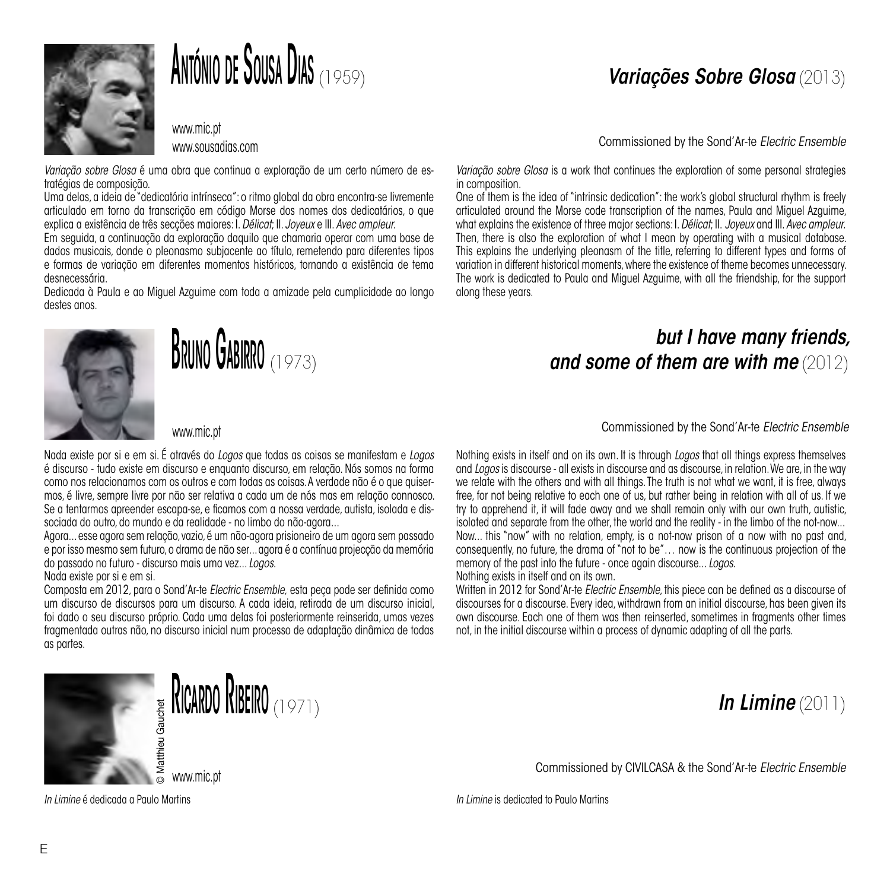## António de Sousa Dias (1959)

www.mic.pt
www.sousadias.com

### *Variações Sobre Glosa* (2013)

Commissioned by the Sond'Ar-te *Electric Ensemble*

*Variação sobre Glosa* é uma obra que continua a exploração de um certo número de estratégias de composição.
Uma delas, a ideia de "dedicatória intrínseca": o ritmo global da obra encontra-se livremente articulado em torno da transcrição em código Morse dos nomes dos dedicatários, o que explica a existência de três secções maiores: I. *Délicat*; II. *Joyeux* e III. *Avec ampleur.*
Em seguida, a continuação da exploração daquilo que chamaria operar com uma base de dados musicais, donde o pleonasmo subjacente ao título, remetendo para diferentes tipos e formas de variação em diferentes momentos históricos, tornando a existência de tema desnecessária.
Dedicada à Paula e ao Miguel Azguime com toda a amizade pela cumplicidade ao longo destes anos.

*Variação sobre Glosa* is a work that continues the exploration of some personal strategies in composition.
One of them is the idea of "intrinsic dedication": the work's global structural rhythm is freely articulated around the Morse code transcription of the names, Paula and Miguel Azguime, what explains the existence of three major sections: I. *Délicat*; II. *Joyeux* and III. *Avec ampleur.*
Then, there is also the exploration of what I mean by operating with a musical database. This explains the underlying pleonasm of the title, referring to different types and forms of variation in different historical moments, where the existence of theme becomes unnecessary.
The work is dedicated to Paula and Miguel Azguime, with all the friendship, for the support along these years.

## Bruno Gabirro (1973)

www.mic.pt

### *but I have many friends, and some of them are with me* (2012)

Commissioned by the Sond'Ar-te *Electric Ensemble*

Nada existe por si e em si. É através do *Logos* que todas as coisas se manifestam e *Logos* é discurso - tudo existe em discurso e enquanto discurso, em relação. Nós somos na forma como nos relacionamos com os outros e com todas as coisas. A verdade não é o que quisermos, é livre, sempre livre por não ser relativa a cada um de nós mas em relação connosco. Se a tentarmos apreender escapa-se, e ficamos com a nossa verdade, autista, isolada e dissociada do outro, do mundo e da realidade - no limbo do não-agora...
Agora... esse agora sem relação, vazio, é um não-agora prisioneiro de um agora sem passado e por isso mesmo sem futuro, o drama de não ser... agora é a contínua projecção da memória do passado no futuro - discurso mais uma vez... *Logos.*
Nada existe por si e em si.
Composta em 2012, para o Sond'Ar-te *Electric Ensemble,* esta peça pode ser definida como um discurso de discursos para um discurso. A cada ideia, retirada de um discurso inicial, foi dado o seu discurso próprio. Cada uma delas foi posteriormente reinserida, umas vezes fragmentada outras não, no discurso inicial num processo de adaptação dinâmica de todas as partes.

Nothing exists in itself and on its own. It is through *Logos* that all things express themselves and *Logos* is discourse - all exists in discourse and as discourse, in relation. We are, in the way we relate with the others and with all things. The truth is not what we want, it is free, always free, for not being relative to each one of us, but rather being in relation with all of us. If we try to apprehend it, it will fade away and we shall remain only with our own truth, autistic, isolated and separate from the other, the world and the reality - in the limbo of the not-now...
Now... this "now" with no relation, empty, is a not-now prison of a now with no past and, consequently, no future, the drama of "not to be"… now is the continuous projection of the memory of the past into the future - once again discourse... *Logos.*
Nothing exists in itself and on its own.
Written in 2012 for Sond'Ar-te *Electric Ensemble*, this piece can be defined as a discourse of discourses for a discourse. Every idea, withdrawn from an initial discourse, has been given its own discourse. Each one of them was then reinserted, sometimes in fragments other times not, in the initial discourse within a process of dynamic adapting of all the parts.

## Ricardo Ribeiro (1971)

© Matthieu Gauchet

www.mic.pt

### *In Limine* (2011)

Commissioned by CIVILCASA & the Sond'Ar-te *Electric Ensemble*

*In Limine* é dedicada a Paulo Martins

*In Limine* is dedicated to Paulo Martins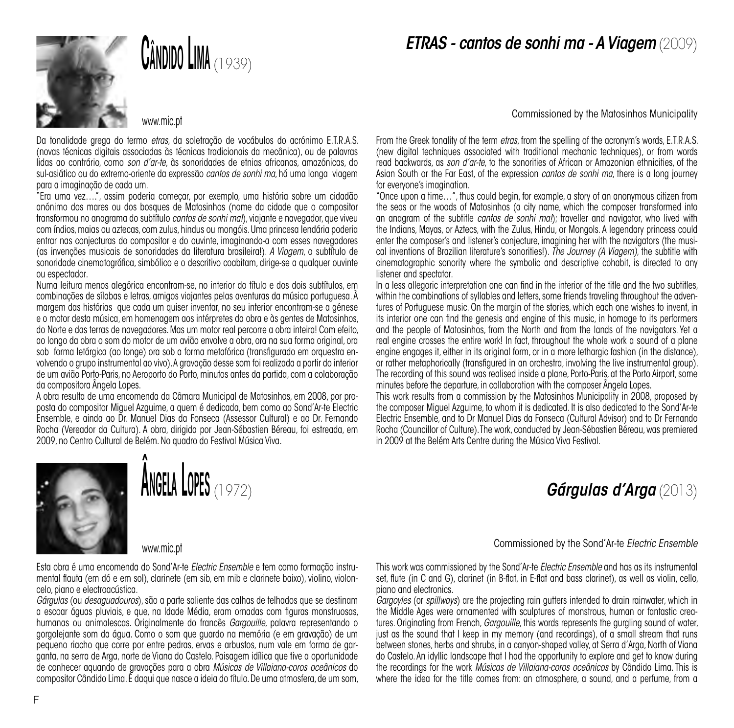# Cândido Lima (1939)

www.mic.pt

## *ETRAS - cantos de sonhi ma - A Viagem* (2009)

Commissioned by the Matosinhos Municipality

Da tonalidade grega do termo *etras*, da soletração de vocábulos do acrónimo E.T.R.A.S. (novas técnicas digitais associadas às técnicas tradicionais da mecânica), ou de palavras lidas ao contrário, como *son d'ar-te*, às sonoridades de etnias africanas, amazónicas, do sul-asiático ou do extremo-oriente da expressão *cantos de sonhi ma*, há uma longa viagem para a imaginação de cada um.

"Era uma vez….", assim poderia começar, por exemplo, uma história sobre um cidadão anónimo dos mares ou dos bosques de Matosinhos (nome da cidade que o compositor transformou no anagrama do subtítulo *cantos de sonhi ma!*), viajante e navegador, que viveu com índios, maias ou aztecas, com zulus, hindus ou mongóis. Uma princesa lendária poderia entrar nas conjecturas do compositor e do ouvinte, imaginando-a com esses navegadores (as invenções musicais de sonoridades da literatura brasileira!). *A Viagem*, o subtítulo de sonoridade cinematográfica, simbólico e o descritivo coabitam, dirige-se a qualquer ouvinte ou espectador.

Numa leitura menos alegórica encontram-se, no interior do título e dos dois subtítulos, em combinações de sílabas e letras, amigos viajantes pelas aventuras da música portuguesa. À margem das histórias que cada um quiser inventar, no seu interior encontram-se a génese e o motor desta música, em homenagem aos intérpretes da obra e às gentes de Matosinhos, do Norte e das terras de navegadores. Mas um motor real percorre a obra inteira! Com efeito, ao longo da obra o som do motor de um avião envolve a obra, ora na sua forma original, ora sob forma letárgica (ao longe) ora sob a forma metafórica (transfigurado em orquestra envolvendo o grupo instrumental ao vivo). A gravação desse som foi realizada a partir do interior de um avião Porto-Paris, no Aeroporto do Porto, minutos antes da partida, com a colaboração da compositora Ângela Lopes.

A obra resulta de uma encomenda da Câmara Municipal de Matosinhos, em 2008, por proposta do compositor Miguel Azguime, a quem é dedicada, bem como ao Sond'Ar-te Electric Ensemble, e ainda ao Dr. Manuel Dias da Fonseca (Assessor Cultural) e ao Dr. Fernando Rocha (Vereador da Cultura). A obra, dirigida por Jean-Sébastien Béreau, foi estreada, em 2009, no Centro Cultural de Belém. No quadro do Festival Música Viva.

From the Greek tonality of the term *etras*, from the spelling of the acronym's words, E.T.R.A.S. (new digital techniques associated with traditional mechanic techniques), or from words read backwards, as *son d'ar-te*, to the sonorities of African or Amazonian ethnicities, of the Asian South or the Far East, of the expression *cantos de sonhi ma*, there is a long journey for everyone's imagination.

"Once upon a time…", thus could begin, for example, a story of an anonymous citizen from the seas or the woods of Matosinhos (a city name, which the composer transformed into an anagram of the subtitle *cantos de sonhi ma!*); traveller and navigator, who lived with the Indians, Mayas, or Aztecs, with the Zulus, Hindu, or Mongols. A legendary princess could enter the composer's and listener's conjecture, imagining her with the navigators (the musical inventions of Brazilian literature's sonorities!). *The Journey (A Viagem)*, the subtitle with cinematographic sonority where the symbolic and descriptive cohabit, is directed to any listener and spectator.

In a less allegoric interpretation one can find in the interior of the title and the two subtitles, within the combinations of syllables and letters, some friends traveling throughout the adventures of Portuguese music. On the margin of the stories, which each one wishes to invent, in its interior one can find the genesis and engine of this music, in homage to its performers and the people of Matosinhos, from the North and from the lands of the navigators. Yet a real engine crosses the entire work! In fact, throughout the whole work a sound of a plane engine engages it, either in its original form, or in a more lethargic fashion (in the distance), or rather metaphorically (transfigured in an orchestra, involving the live instrumental group). The recording of this sound was realised inside a plane, Porto-Paris, at the Porto Airport, some minutes before the departure, in collaboration with the composer Ângela Lopes.

This work results from a commission by the Matosinhos Municipality in 2008, proposed by the composer Miguel Azguime, to whom it is dedicated. It is also dedicated to the Sond'Ar-te Electric Ensemble, and to Dr Manuel Dias da Fonseca (Cultural Advisor) and to Dr Fernando Rocha (Councillor of Culture). The work, conducted by Jean-Sébastien Béreau, was premiered in 2009 at the Belém Arts Centre during the Música Viva Festival.

# Ângela Lopes (1972)

www.mic.pt

## *Gárgulas d'Arga* (2013)

Commissioned by the Sond'Ar-te *Electric Ensemble*

Esta obra é uma encomenda do Sond'Ar-te *Electric Ensemble* e tem como formação instrumental flauta (em dó e em sol), clarinete (em sib, em mib e clarinete baixo), violino, violoncelo, piano e electroacústica.

*Gárgulas* (ou *desaguadouros*), são a parte saliente das calhas de telhados que se destinam a escoar águas pluviais, e que, na Idade Média, eram ornadas com figuras monstruosas, humanas ou animalescas. Originalmente do francês *Gargouille*, palavra representando o gorgolejante som da água. Como o som que guardo na memória (e em gravação) de um pequeno riacho que corre por entre pedras, ervas e arbustos, num vale em forma de garganta, na serra de Arga, norte de Viana do Castelo. Paisagem idílica que tive a oportunidade de conhecer aquando de gravações para a obra *Músicas de Villaiana-coros oceânicos* do compositor Cândido Lima. É daqui que nasce a ideia do título. De uma atmosfera, de um som,

This work was commissioned by the Sond'Ar-te *Electric Ensemble* and has as its instrumental set, flute (in C and G), clarinet (in B-flat, in E-flat and bass clarinet), as well as violin, cello, piano and electronics.

*Gargoyles* (or *spillways*) are the projecting rain gutters intended to drain rainwater, which in the Middle Ages were ornamented with sculptures of monstrous, human or fantastic creatures. Originating from French, *Gargouille*, this words represents the gurgling sound of water, just as the sound that I keep in my memory (and recordings), of a small stream that runs between stones, herbs and shrubs, in a canyon-shaped valley, at Serra d'Arga, North of Viana do Castelo. An idyllic landscape that I had the opportunity to explore and get to know during the recordings for the work *Músicas de Villaiana-coros oceânicos* by Cândido Lima. This is where the idea for the title comes from: an atmosphere, a sound, and a perfume, from a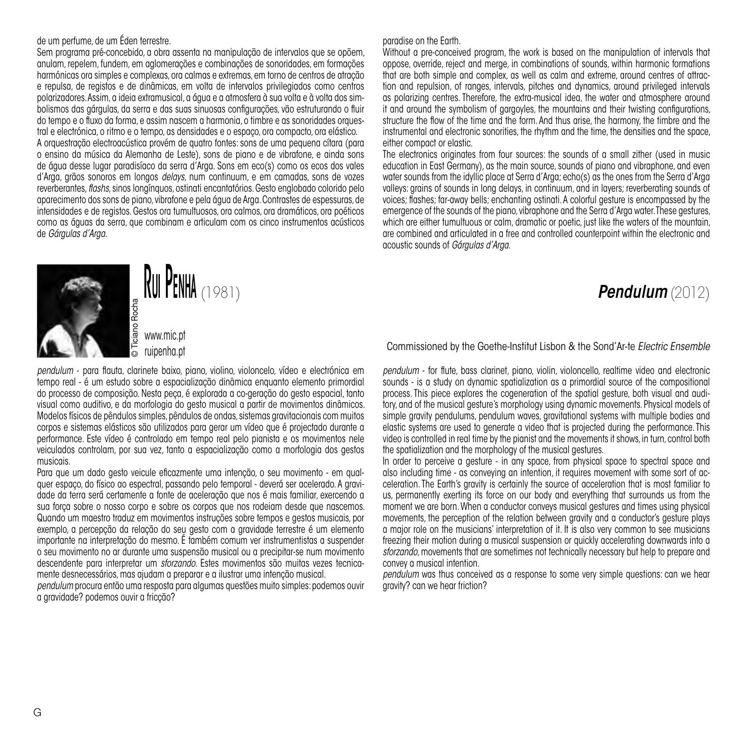de um perfume, de um Éden terrestre.

Sem programa pré-concebido, a obra assenta na manipulação de intervalos que se opõem, anulam, repelem, fundem, em aglomerações e combinações de sonoridades, em formações harmónicas ora simples e complexas, ora calmas e extremas, em torno de centros de atração e repulsa, de registos e de dinâmicas, em volta de intervalos privilegiados como centros polarizadores. Assim, a ideia extramusical, a água e a atmosfera à sua volta e à volta dos simbolismos das gárgulas, da serra e das suas sinuosas configurações, vão estruturando o fluir do tempo e o fluxo da forma, e assim nascem a harmonia, o timbre e as sonoridades orquestral e electrónica, o ritmo e o tempo, as densidades e o espaço, ora compacto, ora elástico.

A orquestração electroacústica provém de quatro fontes: sons de uma pequena cítara (para o ensino da música da Alemanha de Leste), sons de piano e de vibrafone, e ainda sons de água desse lugar paradisíaco da serra d'Arga. Sons em eco(s) como os ecos dos vales d'Arga, grãos sonoros em longos *delays*, num continuum, e em camadas, sons de vozes reverberantes, *flashs*, sinos longínquos, ostinati encantatórios. Gesto englobado colorido pelo aparecimento dos sons de piano, vibrafone e pela água de Arga. Contrastes de espessuras, de intensidades e de registos. Gestos ora tumultuosos, ora calmos, ora dramáticos, ora poéticos como as águas da serra, que combinam e articulam com os cinco instrumentos acústicos de *Gárgulas d'Arga*.

paradise on the Earth.

Without a pre-conceived program, the work is based on the manipulation of intervals that oppose, override, reject and merge, in combinations of sounds, within harmonic formations that are both simple and complex, as well as calm and extreme, around centres of attraction and repulsion, of ranges, intervals, pitches and dynamics, around privileged intervals as polarizing centres. Therefore, the extra-musical idea, the water and atmosphere around it and around the symbolism of gargoyles, the mountains and their twisting configurations, structure the flow of the time and the form. And thus arise, the harmony, the timbre and the instrumental and electronic sonorities, the rhythm and the time, the densities and the space, either compact or elastic.

The electronics originates from four sources: the sounds of a small zither (used in music education in East Germany), as the main source, sounds of piano and vibraphone, and even water sounds from the idyllic place at Serra d'Arga; echo(s) as the ones from the Serra d'Arga valleys: grains of sounds in long delays, in continuum, and in layers; reverberating sounds of voices; flashes; far-away bells; enchanting ostinati. A colorful gesture is encompassed by the emergence of the sounds of the piano, vibraphone and the Serra d'Arga water. These gestures, which are either tumultuous or calm, dramatic or poetic, just like the waters of the mountain, are combined and articulated in a free and controlled counterpoint within the electronic and acoustic sounds of *Gárgulas d'Arga*.

## Rui Penha (1981)

© Ticiano Rocha

www.mic.pt
ruipenha.pt

## *Pendulum* (2012)

Commissioned by the Goethe-Institut Lisbon & the Sond'Ar-te *Electric Ensemble*

*pendulum* - para flauta, clarinete baixo, piano, violino, violoncelo, vídeo e electrónica em tempo real - é um estudo sobre a espacialização dinâmica enquanto elemento primordial do processo de composição. Nesta peça, é explorada a co-geração do gesto espacial, tanto visual como auditivo, e da morfologia do gesto musical a partir de movimentos dinâmicos. Modelos físicos de pêndulos simples, pêndulos de ondas, sistemas gravitacionais com muitos corpos e sistemas elásticos são utilizados para gerar um vídeo que é projectado durante a performance. Este vídeo é controlado em tempo real pelo pianista e os movimentos nele veiculados controlam, por sua vez, tanto a espacialização como a morfologia dos gestos musicais.

Para que um dado gesto veicule eficazmente uma intenção, o seu movimento - em qualquer espaço, do físico ao espectral, passando pelo temporal - deverá ser acelerado. A gravidade da terra será certamente a fonte de aceleração que nos é mais familiar, exercendo a sua força sobre o nosso corpo e sobre os corpos que nos rodeiam desde que nascemos. Quando um maestro traduz em movimentos instruções sobre tempos e gestos musicais, por exemplo, a percepção da relação do seu gesto com a gravidade terrestre é um elemento importante na interpretação do mesmo. É também comum ver instrumentistas a suspender o seu movimento no ar durante uma suspensão musical ou a precipitar-se num movimento descendente para interpretar um *sforzando*. Estes movimentos são muitas vezes tecnicamente desnecessários, mas ajudam a preparar e a ilustrar uma intenção musical.

*pendulum* procura então uma resposta para algumas questões muito simples: podemos ouvir a gravidade? podemos ouvir a fricção?

*pendulum* - for flute, bass clarinet, piano, violin, violoncello, realtime video and electronic sounds - is a study on dynamic spatialization as a primordial source of the compositional process. This piece explores the cogeneration of the spatial gesture, both visual and auditory, and of the musical gesture's morphology using dynamic movements. Physical models of simple gravity pendulums, pendulum waves, gravitational systems with multiple bodies and elastic systems are used to generate a video that is projected during the performance. This video is controlled in real time by the pianist and the movements it shows, in turn, control both the spatialization and the morphology of the musical gestures.

In order to perceive a gesture - in any space, from physical space to spectral space and also including time - as conveying an intention, it requires movement with some sort of acceleration. The Earth's gravity is certainly the source of acceleration that is most familiar to us, permanently exerting its force on our body and everything that surrounds us from the moment we are born. When a conductor conveys musical gestures and times using physical movements, the perception of the relation between gravity and a conductor's gesture plays a major role on the musicians' interpretation of it. It is also very common to see musicians freezing their motion during a musical suspension or quickly accelerating downwards into a *sforzando*, movements that are sometimes not technically necessary but help to prepare and convey a musical intention.

*pendulum* was thus conceived as a response to some very simple questions: can we hear gravity? can we hear friction?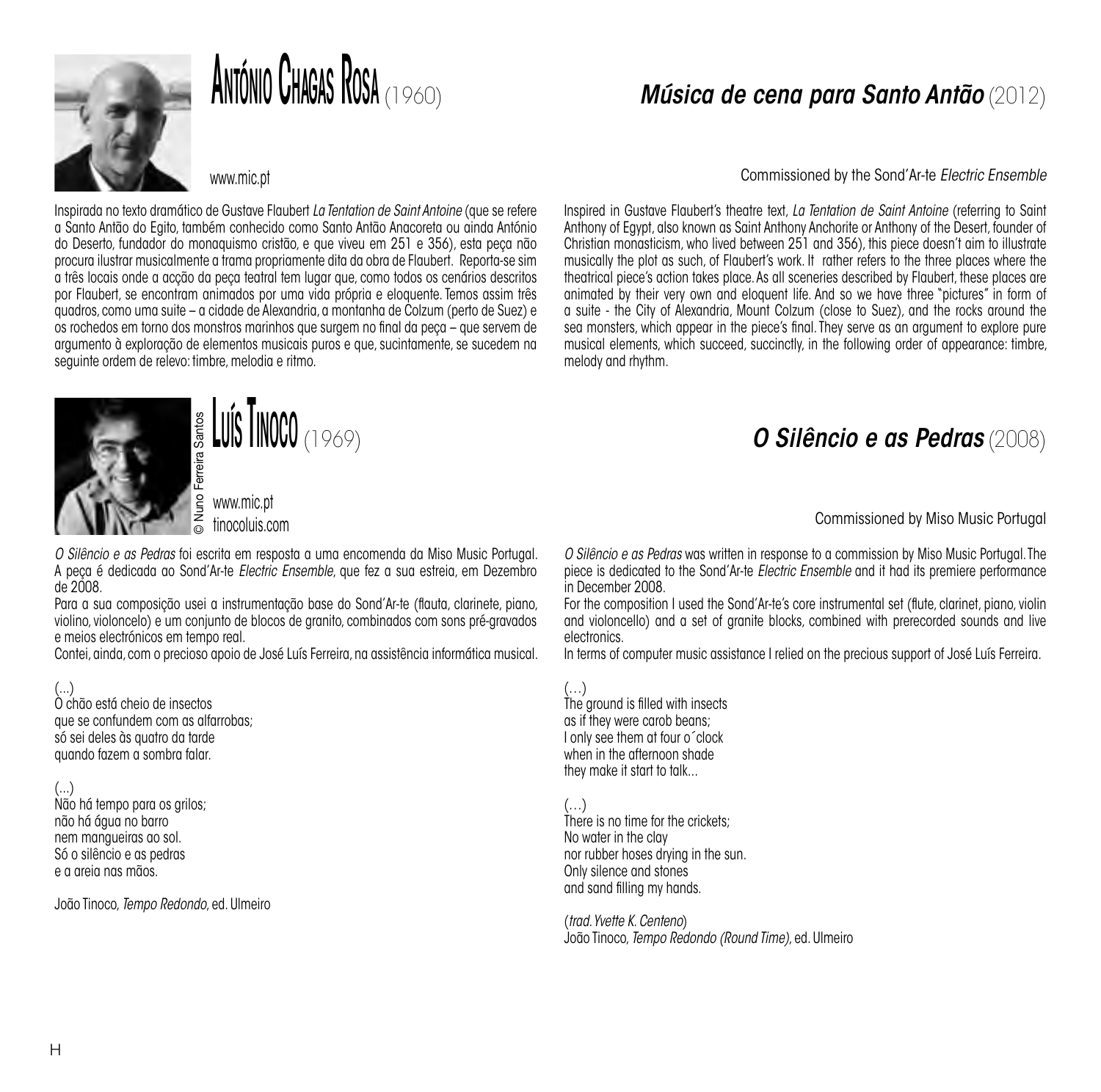# António Chagas Rosa (1960)

www.mic.pt

## *Música de cena para Santo Antão* (2012)

Commissioned by the Sond'Ar-te *Electric Ensemble*

Inspirada no texto dramático de Gustave Flaubert *La Tentation de Saint Antoine* (que se refere a Santo Antão do Egito, também conhecido como Santo Antão Anacoreta ou ainda António do Deserto, fundador do monaquismo cristão, e que viveu em 251 e 356), esta peça não procura ilustrar musicalmente a trama propriamente dita da obra de Flaubert. Reporta-se sim a três locais onde a acção da peça teatral tem lugar que, como todos os cenários descritos por Flaubert, se encontram animados por uma vida própria e eloquente. Temos assim três quadros, como uma suite – a cidade de Alexandria, a montanha de Colzum (perto de Suez) e os rochedos em torno dos monstros marinhos que surgem no final da peça – que servem de argumento à exploração de elementos musicais puros e que, sucintamente, se sucedem na seguinte ordem de relevo: timbre, melodia e ritmo.

Inspired in Gustave Flaubert's theatre text, *La Tentation de Saint Antoine* (referring to Saint Anthony of Egypt, also known as Saint Anthony Anchorite or Anthony of the Desert, founder of Christian monasticism, who lived between 251 and 356), this piece doesn't aim to illustrate musically the plot as such, of Flaubert's work. It rather refers to the three places where the theatrical piece's action takes place. As all sceneries described by Flaubert, these places are animated by their very own and eloquent life. And so we have three "pictures" in form of a suite - the City of Alexandria, Mount Colzum (close to Suez), and the rocks around the sea monsters, which appear in the piece's final. They serve as an argument to explore pure musical elements, which succeed, succinctly, in the following order of appearance: timbre, melody and rhythm.

# Luís Tinoco (1969)

© Nuno Ferreira Santos

www.mic.pt
tinocoluis.com

## *O Silêncio e as Pedras* (2008)

Commissioned by Miso Music Portugal

*O Silêncio e as Pedras* foi escrita em resposta a uma encomenda da Miso Music Portugal. A peça é dedicada ao Sond'Ar-te *Electric Ensemble*, que fez a sua estreia, em Dezembro de 2008.

Para a sua composição usei a instrumentação base do Sond'Ar-te (flauta, clarinete, piano, violino, violoncelo) e um conjunto de blocos de granito, combinados com sons pré-gravados e meios electrónicos em tempo real.

Contei, ainda, com o precioso apoio de José Luís Ferreira, na assistência informática musical.

(...)
O chão está cheio de insectos
que se confundem com as alfarrobas;
só sei deles às quatro da tarde
quando fazem a sombra falar.

(...)
Não há tempo para os grilos;
não há água no barro
nem mangueiras ao sol.
Só o silêncio e as pedras
e a areia nas mãos.

João Tinoco, *Tempo Redondo*, ed. Ulmeiro

*O Silêncio e as Pedras* was written in response to a commission by Miso Music Portugal. The piece is dedicated to the Sond'Ar-te *Electric Ensemble* and it had its premiere performance in December 2008.

For the composition I used the Sond'Ar-te's core instrumental set (flute, clarinet, piano, violin and violoncello) and a set of granite blocks, combined with prerecorded sounds and live electronics.

In terms of computer music assistance I relied on the precious support of José Luís Ferreira.

(…)
The ground is filled with insects
as if they were carob beans;
I only see them at four o´clock
when in the afternoon shade
they make it start to talk...

(…)
There is no time for the crickets;
No water in the clay
nor rubber hoses drying in the sun.
Only silence and stones
and sand filling my hands.

(*trad. Yvette K. Centeno*)
João Tinoco, *Tempo Redondo (Round Time)*, ed. Ulmeiro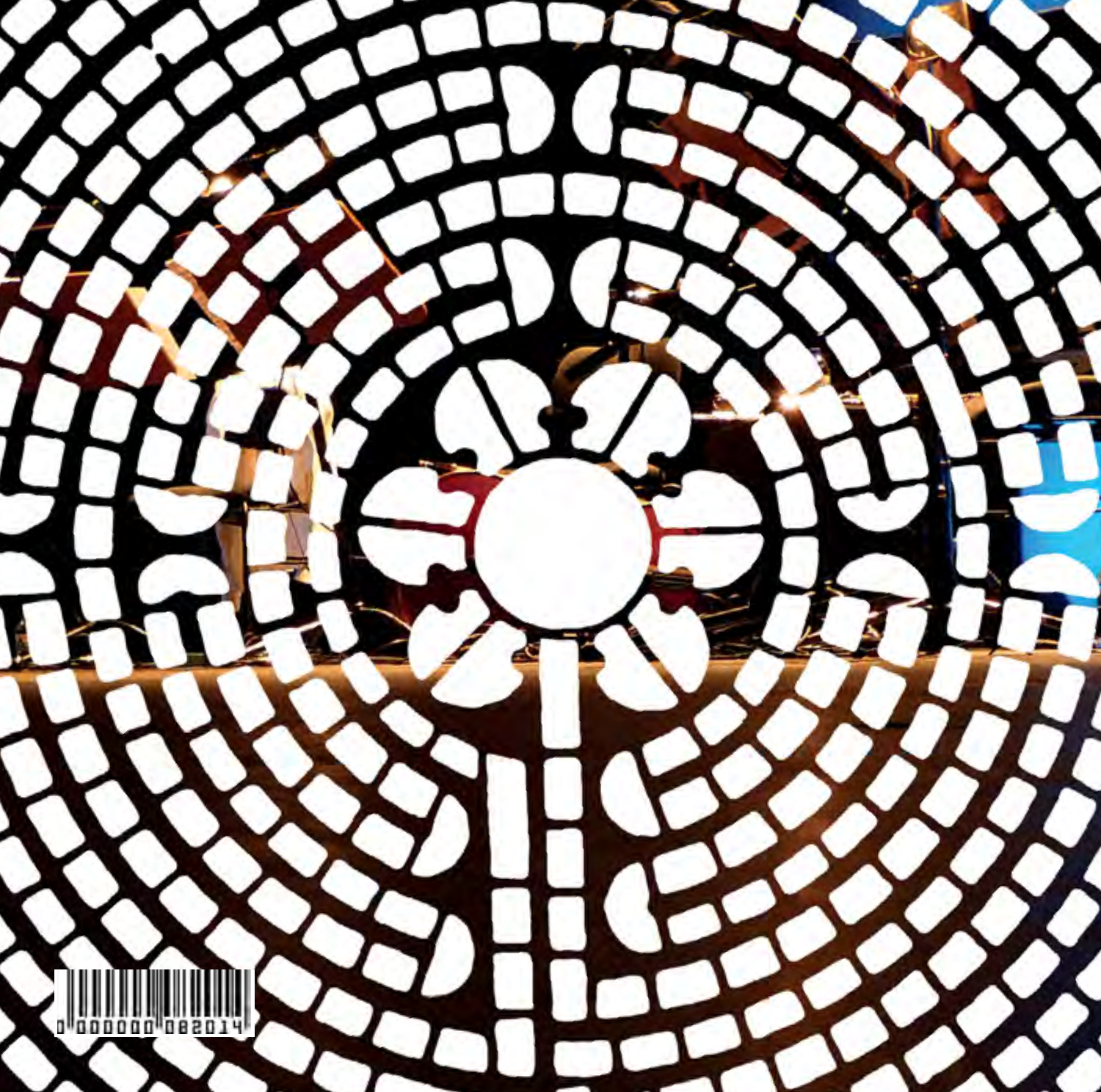0 000000 082014